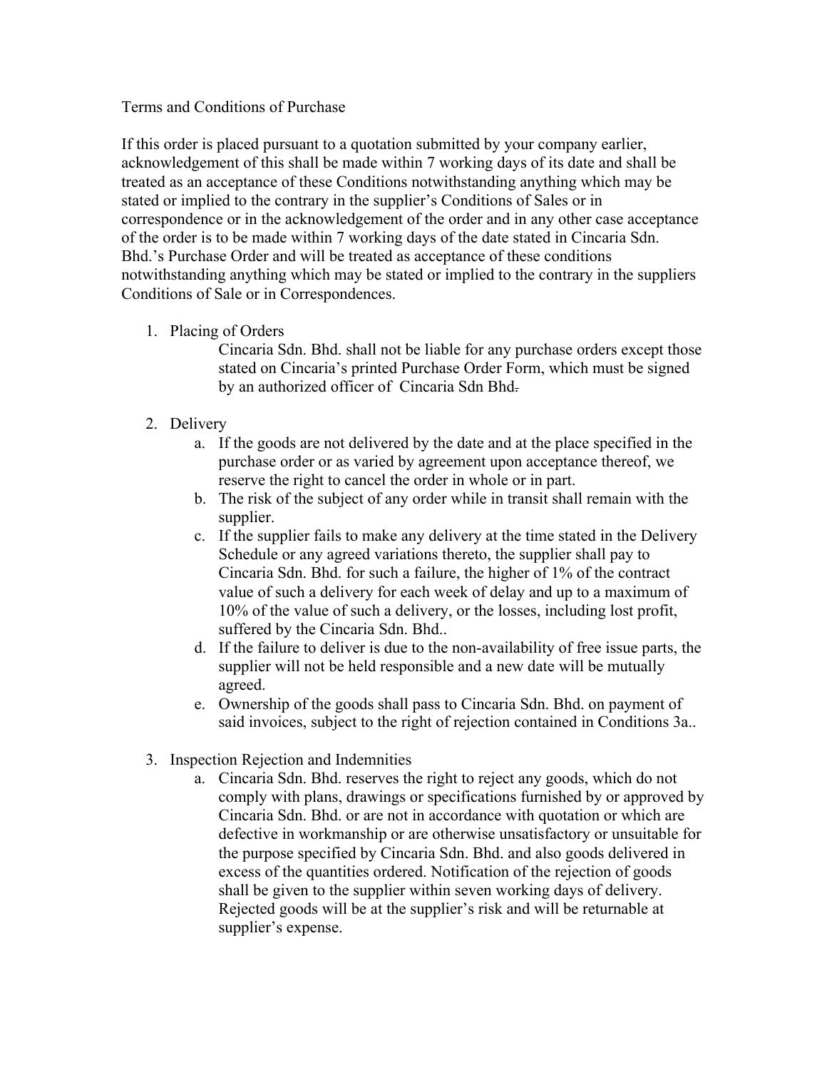Terms and Conditions of Purchase

If this order is placed pursuant to a quotation submitted by your company earlier, acknowledgement of this shall be made within 7 working days of its date and shall be treated as an acceptance of these Conditions notwithstanding anything which may be stated or implied to the contrary in the supplier's Conditions of Sales or in correspondence or in the acknowledgement of the order and in any other case acceptance of the order is to be made within 7 working days of the date stated in Cincaria Sdn. Bhd.'s Purchase Order and will be treated as acceptance of these conditions notwithstanding anything which may be stated or implied to the contrary in the suppliers Conditions of Sale or in Correspondences.

1. Placing of Orders

   Cincaria Sdn. Bhd. shall not be liable for any purchase orders except those stated on Cincaria's printed Purchase Order Form, which must be signed by an authorized officer of Cincaria Sdn Bhd.

2. Delivery
   a. If the goods are not delivered by the date and at the place specified in the purchase order or as varied by agreement upon acceptance thereof, we reserve the right to cancel the order in whole or in part.
   b. The risk of the subject of any order while in transit shall remain with the supplier.
   c. If the supplier fails to make any delivery at the time stated in the Delivery Schedule or any agreed variations thereto, the supplier shall pay to Cincaria Sdn. Bhd. for such a failure, the higher of 1% of the contract value of such a delivery for each week of delay and up to a maximum of 10% of the value of such a delivery, or the losses, including lost profit, suffered by the Cincaria Sdn. Bhd..
   d. If the failure to deliver is due to the non-availability of free issue parts, the supplier will not be held responsible and a new date will be mutually agreed.
   e. Ownership of the goods shall pass to Cincaria Sdn. Bhd. on payment of said invoices, subject to the right of rejection contained in Conditions 3a..

3. Inspection Rejection and Indemnities
   a. Cincaria Sdn. Bhd. reserves the right to reject any goods, which do not comply with plans, drawings or specifications furnished by or approved by Cincaria Sdn. Bhd. or are not in accordance with quotation or which are defective in workmanship or are otherwise unsatisfactory or unsuitable for the purpose specified by Cincaria Sdn. Bhd. and also goods delivered in excess of the quantities ordered. Notification of the rejection of goods shall be given to the supplier within seven working days of delivery. Rejected goods will be at the supplier's risk and will be returnable at supplier's expense.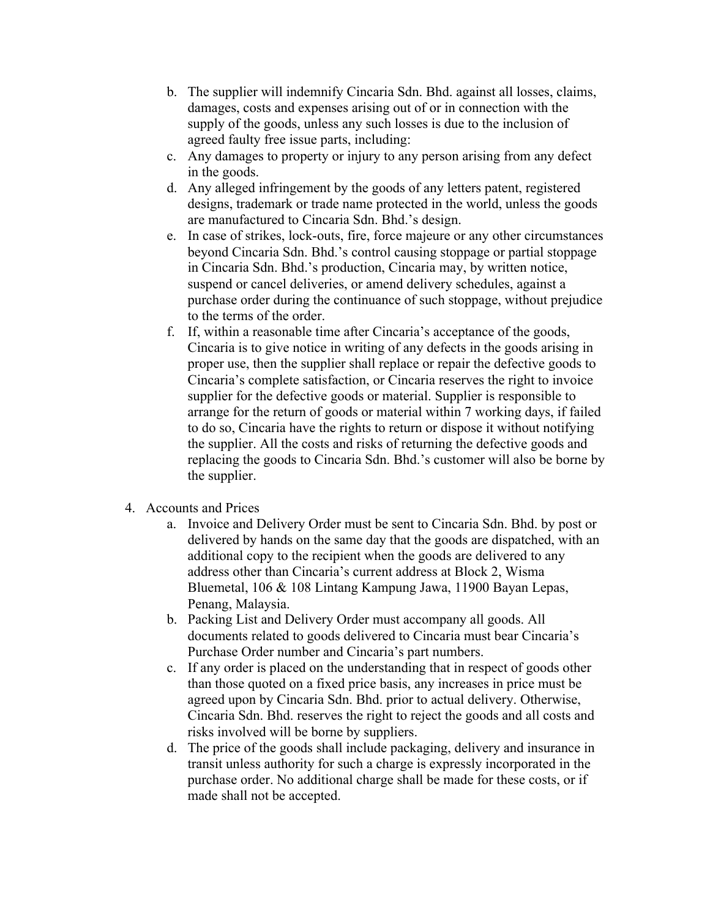b. The supplier will indemnify Cincaria Sdn. Bhd. against all losses, claims, damages, costs and expenses arising out of or in connection with the supply of the goods, unless any such losses is due to the inclusion of agreed faulty free issue parts, including:

c. Any damages to property or injury to any person arising from any defect in the goods.

d. Any alleged infringement by the goods of any letters patent, registered designs, trademark or trade name protected in the world, unless the goods are manufactured to Cincaria Sdn. Bhd.'s design.

e. In case of strikes, lock-outs, fire, force majeure or any other circumstances beyond Cincaria Sdn. Bhd.'s control causing stoppage or partial stoppage in Cincaria Sdn. Bhd.'s production, Cincaria may, by written notice, suspend or cancel deliveries, or amend delivery schedules, against a purchase order during the continuance of such stoppage, without prejudice to the terms of the order.

f. If, within a reasonable time after Cincaria's acceptance of the goods, Cincaria is to give notice in writing of any defects in the goods arising in proper use, then the supplier shall replace or repair the defective goods to Cincaria's complete satisfaction, or Cincaria reserves the right to invoice supplier for the defective goods or material. Supplier is responsible to arrange for the return of goods or material within 7 working days, if failed to do so, Cincaria have the rights to return or dispose it without notifying the supplier. All the costs and risks of returning the defective goods and replacing the goods to Cincaria Sdn. Bhd.'s customer will also be borne by the supplier.

4. Accounts and Prices

   a. Invoice and Delivery Order must be sent to Cincaria Sdn. Bhd. by post or delivered by hands on the same day that the goods are dispatched, with an additional copy to the recipient when the goods are delivered to any address other than Cincaria's current address at Block 2, Wisma Bluemetal, 106 & 108 Lintang Kampung Jawa, 11900 Bayan Lepas, Penang, Malaysia.

   b. Packing List and Delivery Order must accompany all goods. All documents related to goods delivered to Cincaria must bear Cincaria's Purchase Order number and Cincaria's part numbers.

   c. If any order is placed on the understanding that in respect of goods other than those quoted on a fixed price basis, any increases in price must be agreed upon by Cincaria Sdn. Bhd. prior to actual delivery. Otherwise, Cincaria Sdn. Bhd. reserves the right to reject the goods and all costs and risks involved will be borne by suppliers.

   d. The price of the goods shall include packaging, delivery and insurance in transit unless authority for such a charge is expressly incorporated in the purchase order. No additional charge shall be made for these costs, or if made shall not be accepted.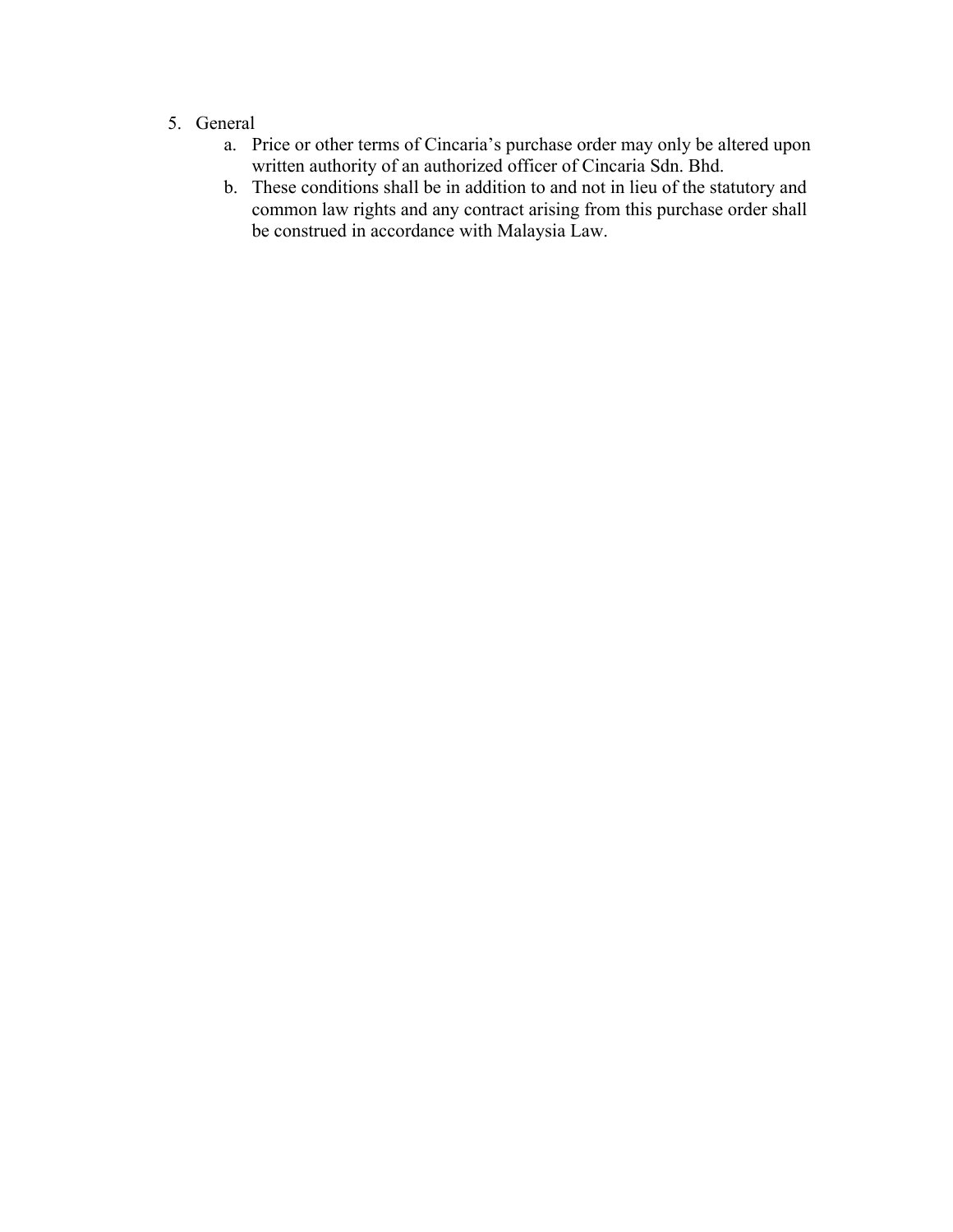5. General
    a. Price or other terms of Cincaria's purchase order may only be altered upon written authority of an authorized officer of Cincaria Sdn. Bhd.
    b. These conditions shall be in addition to and not in lieu of the statutory and common law rights and any contract arising from this purchase order shall be construed in accordance with Malaysia Law.